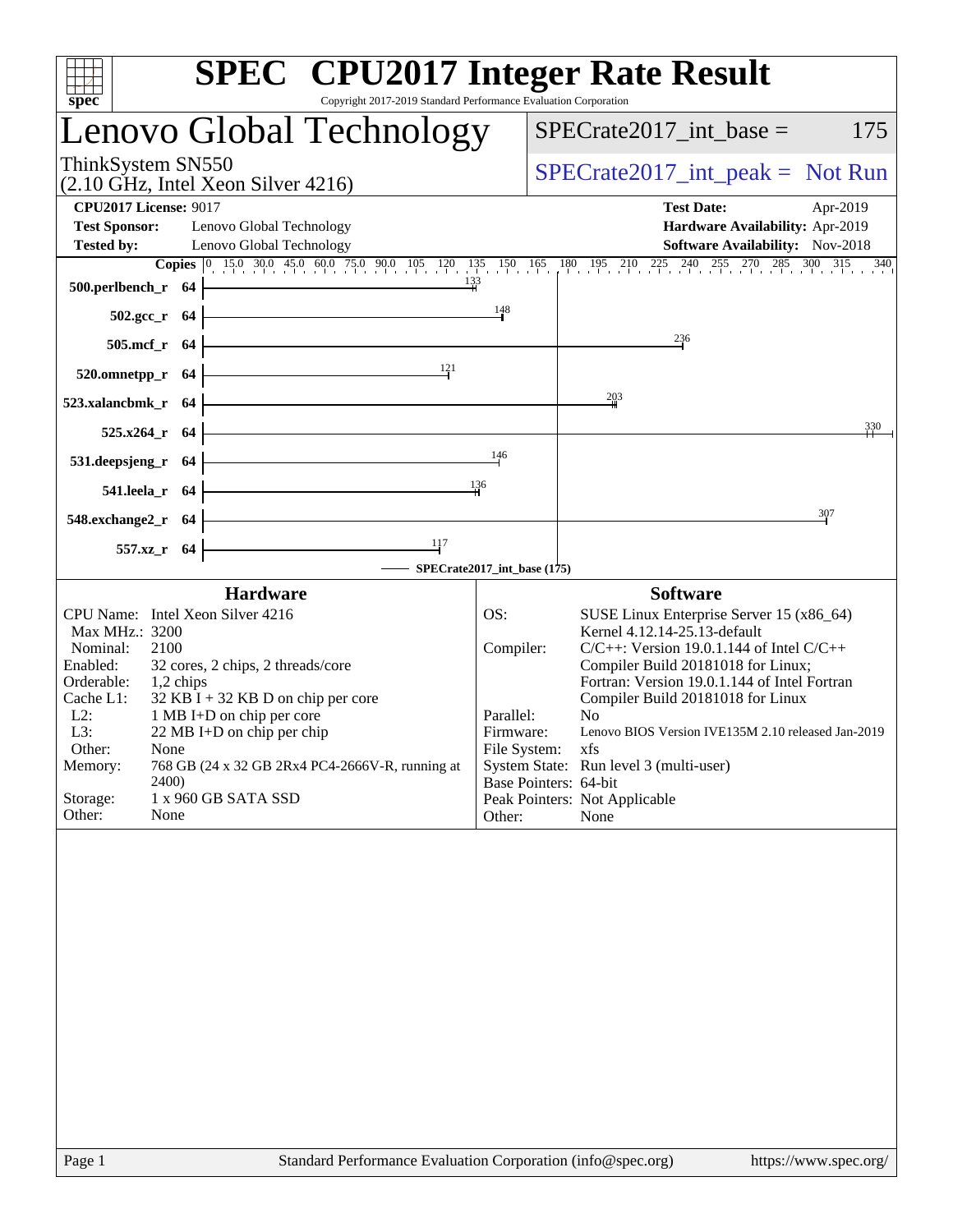# SPEC CPU2017 Integer Rate Result

Copyright 2017-2019 Standard Performance Evaluation Corporation

## Lenovo Global Technology

ThinkSystem SN550
(2.10 GHz, Intel Xeon Silver 4216)

SPECrate2017_int_base = 175

SPECrate2017_int_peak = Not Run

**CPU2017 License:** 9017
**Test Sponsor:** Lenovo Global Technology
**Tested by:** Lenovo Global Technology

**Test Date:** Apr-2019
**Hardware Availability:** Apr-2019
**Software Availability:** Nov-2018

| Benchmark | Copies | Base |
|---|---|---|
| 500.perlbench_r | 64 | 133 |
| 502.gcc_r | 64 | 148 |
| 505.mcf_r | 64 | 236 |
| 520.omnetpp_r | 64 | 121 |
| 523.xalancbmk_r | 64 | 203 |
| 525.x264_r | 64 | 330 |
| 531.deepsjeng_r | 64 | 146 |
| 541.leela_r | 64 | 136 |
| 548.exchange2_r | 64 | 307 |
| 557.xz_r | 64 | 117 |

SPECrate2017_int_base (175)

### Hardware

| | |
|---|---|
| CPU Name: | Intel Xeon Silver 4216 |
| Max MHz.: | 3200 |
| Nominal: | 2100 |
| Enabled: | 32 cores, 2 chips, 2 threads/core |
| Orderable: | 1,2 chips |
| Cache L1: | 32 KB I + 32 KB D on chip per core |
| L2: | 1 MB I+D on chip per core |
| L3: | 22 MB I+D on chip per chip |
| Other: | None |
| Memory: | 768 GB (24 x 32 GB 2Rx4 PC4-2666V-R, running at 2400) |
| Storage: | 1 x 960 GB SATA SSD |
| Other: | None |

### Software

| | |
|---|---|
| OS: | SUSE Linux Enterprise Server 15 (x86_64) Kernel 4.12.14-25.13-default |
| Compiler: | C/C++: Version 19.0.1.144 of Intel C/C++ Compiler Build 20181018 for Linux; Fortran: Version 19.0.1.144 of Intel Fortran Compiler Build 20181018 for Linux |
| Parallel: | No |
| Firmware: | Lenovo BIOS Version IVE135M 2.10 released Jan-2019 |
| File System: | xfs |
| System State: | Run level 3 (multi-user) |
| Base Pointers: | 64-bit |
| Peak Pointers: | Not Applicable |
| Other: | None |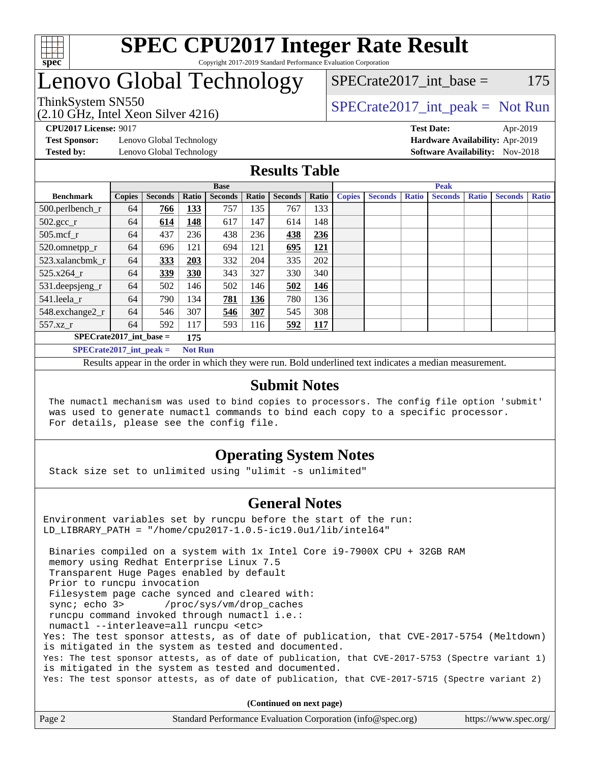# SPEC CPU2017 Integer Rate Result

Copyright 2017-2019 Standard Performance Evaluation Corporation

# Lenovo Global Technology

ThinkSystem SN550
(2.10 GHz, Intel Xeon Silver 4216)

SPECrate2017_int_base = 175

SPECrate2017_int_peak = Not Run

**CPU2017 License:** 9017
**Test Sponsor:** Lenovo Global Technology
**Tested by:** Lenovo Global Technology

**Test Date:** Apr-2019
**Hardware Availability:** Apr-2019
**Software Availability:** Nov-2018

## Results Table

| Benchmark | Base | | | | | | | Peak | | | | | | |
|---|---|---|---|---|---|---|---|---|---|---|---|---|---|---|
| | Copies | Seconds | Ratio | Seconds | Ratio | Seconds | Ratio | Copies | Seconds | Ratio | Seconds | Ratio | Seconds | Ratio |
| 500.perlbench_r | 64 | **766** | **133** | 757 | 135 | 767 | 133 | | | | | | | |
| 502.gcc_r | 64 | **614** | **148** | 617 | 147 | 614 | 148 | | | | | | | |
| 505.mcf_r | 64 | 437 | 236 | 438 | 236 | **438** | **236** | | | | | | | |
| 520.omnetpp_r | 64 | 696 | 121 | 694 | 121 | **695** | **121** | | | | | | | |
| 523.xalancbmk_r | 64 | **333** | **203** | 332 | 204 | 335 | 202 | | | | | | | |
| 525.x264_r | 64 | **339** | **330** | 343 | 327 | 330 | 340 | | | | | | | |
| 531.deepsjeng_r | 64 | 502 | 146 | 502 | 146 | **502** | **146** | | | | | | | |
| 541.leela_r | 64 | 790 | 134 | **781** | **136** | 780 | 136 | | | | | | | |
| 548.exchange2_r | 64 | 546 | 307 | **546** | **307** | 545 | 308 | | | | | | | |
| 557.xz_r | 64 | 592 | 117 | 593 | 116 | **592** | **117** | | | | | | | |

**SPECrate2017_int_base = 175**

**SPECrate2017_int_peak = Not Run**

Results appear in the order in which they were run. Bold underlined text indicates a median measurement.

## Submit Notes

```
The numactl mechanism was used to bind copies to processors. The config file option 'submit'
was used to generate numactl commands to bind each copy to a specific processor.
For details, please see the config file.
```

## Operating System Notes

```
Stack size set to unlimited using "ulimit -s unlimited"
```

## General Notes

```
Environment variables set by runcpu before the start of the run:
LD_LIBRARY_PATH = "/home/cpu2017-1.0.5-ic19.0u1/lib/intel64"

 Binaries compiled on a system with 1x Intel Core i9-7900X CPU + 32GB RAM
 memory using Redhat Enterprise Linux 7.5
 Transparent Huge Pages enabled by default
 Prior to runcpu invocation
 Filesystem page cache synced and cleared with:
 sync; echo 3>       /proc/sys/vm/drop_caches
 runcpu command invoked through numactl i.e.:
 numactl --interleave=all runcpu <etc>
Yes: The test sponsor attests, as of date of publication, that CVE-2017-5754 (Meltdown)
is mitigated in the system as tested and documented.
Yes: The test sponsor attests, as of date of publication, that CVE-2017-5753 (Spectre variant 1)
is mitigated in the system as tested and documented.
Yes: The test sponsor attests, as of date of publication, that CVE-2017-5715 (Spectre variant 2)
```

**(Continued on next page)**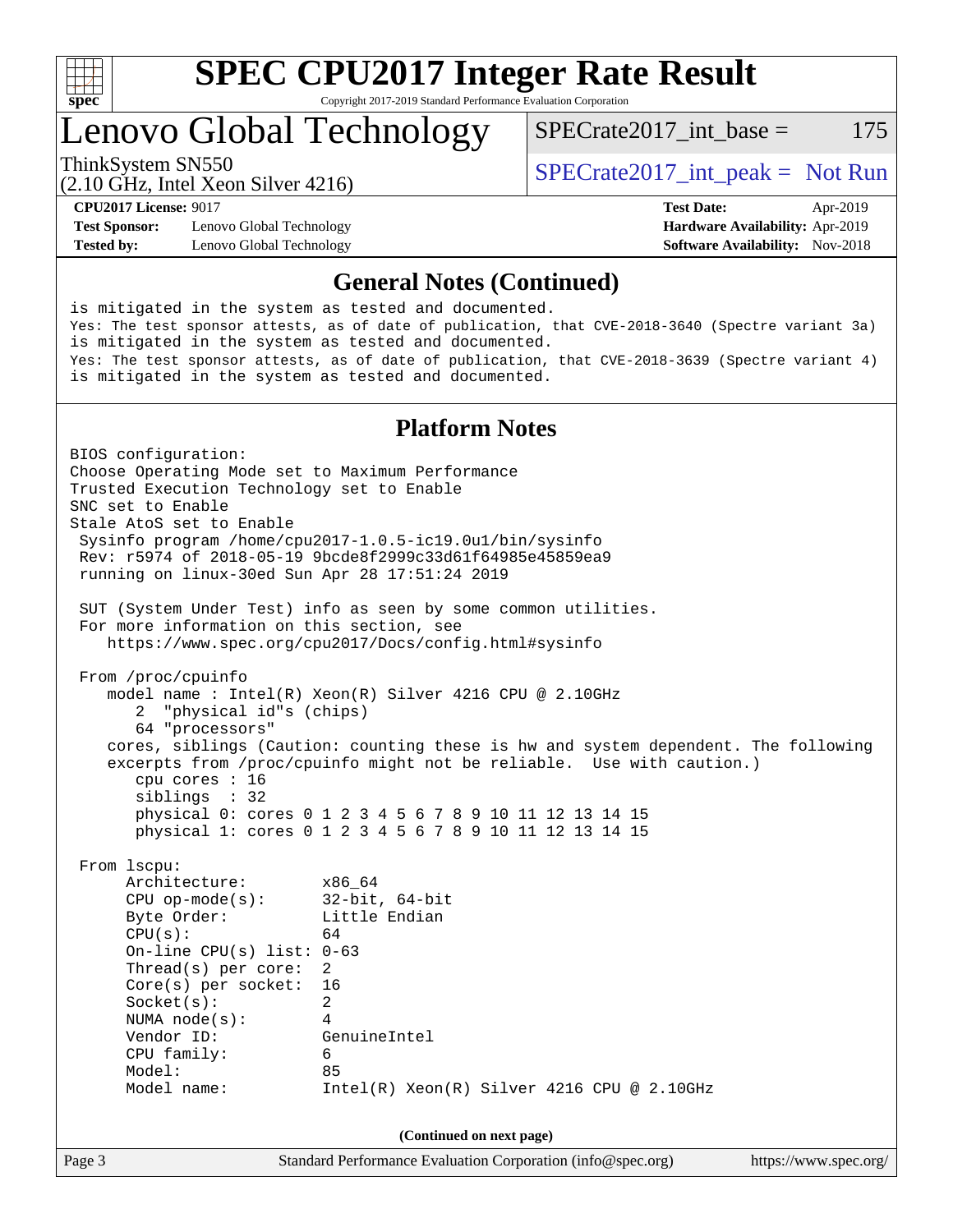# SPEC CPU2017 Integer Rate Result

Copyright 2017-2019 Standard Performance Evaluation Corporation

## Lenovo Global Technology

ThinkSystem SN550
(2.10 GHz, Intel Xeon Silver 4216)

SPECrate2017_int_base = 175

SPECrate2017_int_peak = Not Run

**CPU2017 License:** 9017
**Test Sponsor:** Lenovo Global Technology
**Tested by:** Lenovo Global Technology

**Test Date:** Apr-2019
**Hardware Availability:** Apr-2019
**Software Availability:** Nov-2018

### General Notes (Continued)

```
is mitigated in the system as tested and documented.
Yes: The test sponsor attests, as of date of publication, that CVE-2018-3640 (Spectre variant 3a)
is mitigated in the system as tested and documented.
Yes: The test sponsor attests, as of date of publication, that CVE-2018-3639 (Spectre variant 4)
is mitigated in the system as tested and documented.
```

### Platform Notes

```
BIOS configuration:
Choose Operating Mode set to Maximum Performance
Trusted Execution Technology set to Enable
SNC set to Enable
Stale AtoS set to Enable
 Sysinfo program /home/cpu2017-1.0.5-ic19.0u1/bin/sysinfo
 Rev: r5974 of 2018-05-19 9bcde8f2999c33d61f64985e45859ea9
 running on linux-30ed Sun Apr 28 17:51:24 2019

 SUT (System Under Test) info as seen by some common utilities.
 For more information on this section, see
    https://www.spec.org/cpu2017/Docs/config.html#sysinfo

 From /proc/cpuinfo
    model name : Intel(R) Xeon(R) Silver 4216 CPU @ 2.10GHz
       2  "physical id"s (chips)
       64 "processors"
    cores, siblings (Caution: counting these is hw and system dependent. The following
    excerpts from /proc/cpuinfo might not be reliable.  Use with caution.)
       cpu cores : 16
       siblings  : 32
       physical 0: cores 0 1 2 3 4 5 6 7 8 9 10 11 12 13 14 15
       physical 1: cores 0 1 2 3 4 5 6 7 8 9 10 11 12 13 14 15

 From lscpu:
      Architecture:        x86_64
      CPU op-mode(s):      32-bit, 64-bit
      Byte Order:          Little Endian
      CPU(s):              64
      On-line CPU(s) list: 0-63
      Thread(s) per core:  2
      Core(s) per socket:  16
      Socket(s):           2
      NUMA node(s):        4
      Vendor ID:           GenuineIntel
      CPU family:          6
      Model:               85
      Model name:          Intel(R) Xeon(R) Silver 4216 CPU @ 2.10GHz
```

(Continued on next page)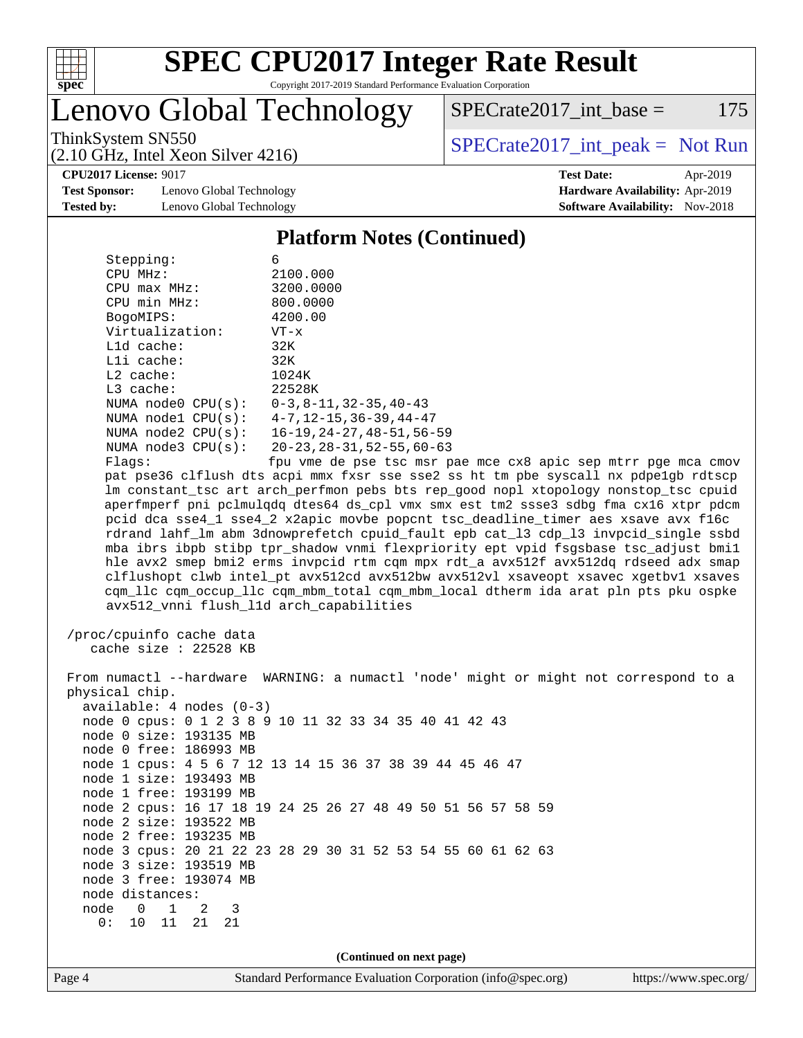# SPEC CPU2017 Integer Rate Result

Copyright 2017-2019 Standard Performance Evaluation Corporation

## Lenovo Global Technology

ThinkSystem SN550
(2.10 GHz, Intel Xeon Silver 4216)

SPECrate2017_int_base = 175

SPECrate2017_int_peak = Not Run

**CPU2017 License:** 9017
**Test Sponsor:** Lenovo Global Technology
**Tested by:** Lenovo Global Technology

**Test Date:** Apr-2019
**Hardware Availability:** Apr-2019
**Software Availability:** Nov-2018

### Platform Notes (Continued)

```
    Stepping:              6
    CPU MHz:               2100.000
    CPU max MHz:           3200.0000
    CPU min MHz:           800.0000
    BogoMIPS:              4200.00
    Virtualization:        VT-x
    L1d cache:             32K
    L1i cache:             32K
    L2 cache:              1024K
    L3 cache:              22528K
    NUMA node0 CPU(s):     0-3,8-11,32-35,40-43
    NUMA node1 CPU(s):     4-7,12-15,36-39,44-47
    NUMA node2 CPU(s):     16-19,24-27,48-51,56-59
    NUMA node3 CPU(s):     20-23,28-31,52-55,60-63
    Flags:                 fpu vme de pse tsc msr pae mce cx8 apic sep mtrr pge mca cmov
    pat pse36 clflush dts acpi mmx fxsr sse sse2 ss ht tm pbe syscall nx pdpe1gb rdtscp
    lm constant_tsc art arch_perfmon pebs bts rep_good nopl xtopology nonstop_tsc cpuid
    aperfmperf pni pclmulqdq dtes64 ds_cpl vmx smx est tm2 ssse3 sdbg fma cx16 xtpr pdcm
    pcid dca sse4_1 sse4_2 x2apic movbe popcnt tsc_deadline_timer aes xsave avx f16c
    rdrand lahf_lm abm 3dnowprefetch cpuid_fault epb cat_l3 cdp_l3 invpcid_single ssbd
    mba ibrs ibpb stibp tpr_shadow vnmi flexpriority ept vpid fsgsbase tsc_adjust bmi1
    hle avx2 smep bmi2 erms invpcid rtm cqm mpx rdt_a avx512f avx512dq rdseed adx smap
    clflushopt clwb intel_pt avx512cd avx512bw avx512vl xsaveopt xsavec xgetbv1 xsaves
    cqm_llc cqm_occup_llc cqm_mbm_total cqm_mbm_local dtherm ida arat pln pts pku ospke
    avx512_vnni flush_l1d arch_capabilities

 /proc/cpuinfo cache data
    cache size : 22528 KB

 From numactl --hardware  WARNING: a numactl 'node' might or might not correspond to a
 physical chip.
   available: 4 nodes (0-3)
   node 0 cpus: 0 1 2 3 8 9 10 11 32 33 34 35 40 41 42 43
   node 0 size: 193135 MB
   node 0 free: 186993 MB
   node 1 cpus: 4 5 6 7 12 13 14 15 36 37 38 39 44 45 46 47
   node 1 size: 193493 MB
   node 1 free: 193199 MB
   node 2 cpus: 16 17 18 19 24 25 26 27 48 49 50 51 56 57 58 59
   node 2 size: 193522 MB
   node 2 free: 193235 MB
   node 3 cpus: 20 21 22 23 28 29 30 31 52 53 54 55 60 61 62 63
   node 3 size: 193519 MB
   node 3 free: 193074 MB
   node distances:
   node   0   1   2   3
     0:  10  11  21  21
```

(Continued on next page)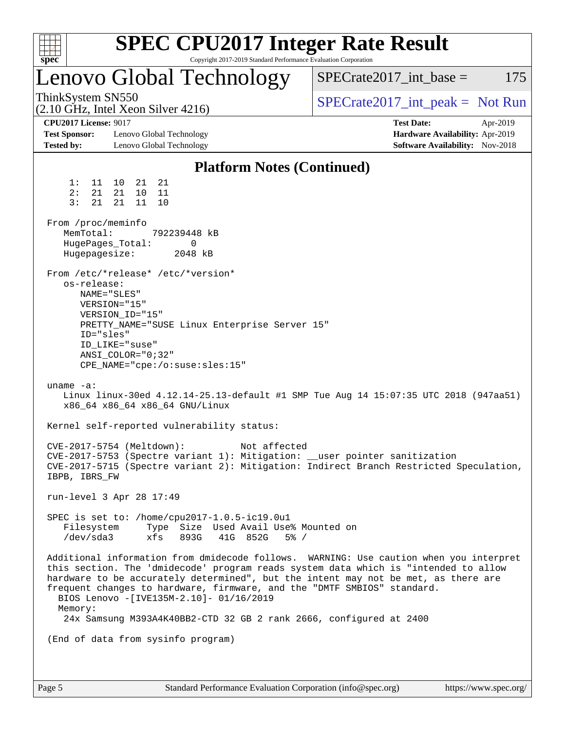# SPEC CPU2017 Integer Rate Result

Copyright 2017-2019 Standard Performance Evaluation Corporation

## Lenovo Global Technology

ThinkSystem SN550
(2.10 GHz, Intel Xeon Silver 4216)

SPECrate2017_int_base = 175

SPECrate2017_int_peak = Not Run

**CPU2017 License:** 9017
**Test Sponsor:** Lenovo Global Technology
**Tested by:** Lenovo Global Technology

**Test Date:** Apr-2019
**Hardware Availability:** Apr-2019
**Software Availability:** Nov-2018

### Platform Notes (Continued)

```
     1:  11  10  21  21
     2:  21  21  10  11
     3:  21  21  11  10

 From /proc/meminfo
    MemTotal:       792239448 kB
    HugePages_Total:       0
    Hugepagesize:       2048 kB

 From /etc/*release* /etc/*version*
    os-release:
       NAME="SLES"
       VERSION="15"
       VERSION_ID="15"
       PRETTY_NAME="SUSE Linux Enterprise Server 15"
       ID="sles"
       ID_LIKE="suse"
       ANSI_COLOR="0;32"
       CPE_NAME="cpe:/o:suse:sles:15"

 uname -a:
    Linux linux-30ed 4.12.14-25.13-default #1 SMP Tue Aug 14 15:07:35 UTC 2018 (947aa51)
    x86_64 x86_64 x86_64 GNU/Linux

 Kernel self-reported vulnerability status:

 CVE-2017-5754 (Meltdown):          Not affected
 CVE-2017-5753 (Spectre variant 1): Mitigation: __user pointer sanitization
 CVE-2017-5715 (Spectre variant 2): Mitigation: Indirect Branch Restricted Speculation,
 IBPB, IBRS_FW

 run-level 3 Apr 28 17:49

 SPEC is set to: /home/cpu2017-1.0.5-ic19.0u1
    Filesystem     Type  Size  Used Avail Use% Mounted on
    /dev/sda3      xfs   893G   41G  852G   5% /

 Additional information from dmidecode follows.  WARNING: Use caution when you interpret
 this section. The 'dmidecode' program reads system data which is "intended to allow
 hardware to be accurately determined", but the intent may not be met, as there are
 frequent changes to hardware, firmware, and the "DMTF SMBIOS" standard.
   BIOS Lenovo -[IVE135M-2.10]- 01/16/2019
   Memory:
    24x Samsung M393A4K40BB2-CTD 32 GB 2 rank 2666, configured at 2400

 (End of data from sysinfo program)
```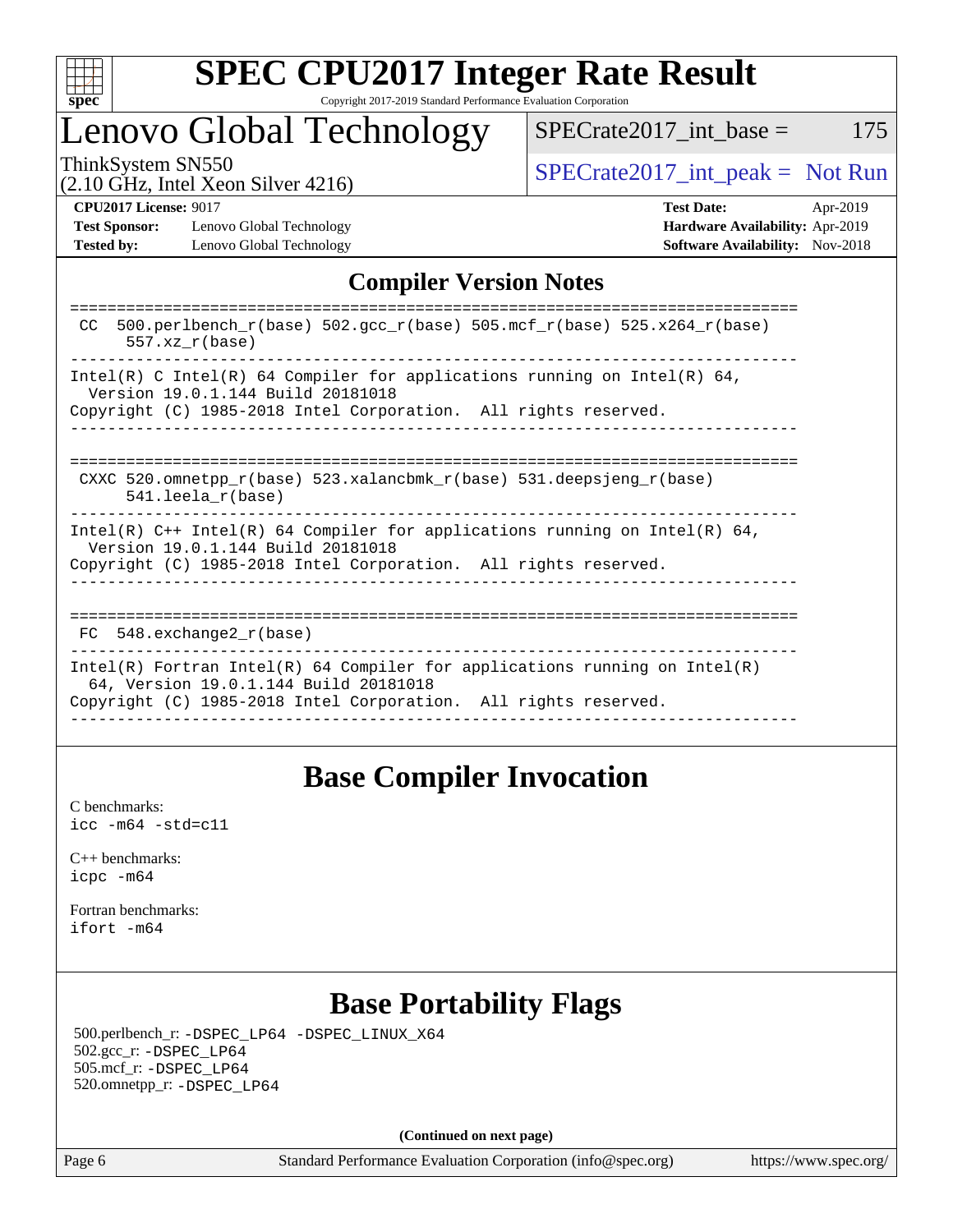# Lenovo Global Technology

ThinkSystem SN550
(2.10 GHz, Intel Xeon Silver 4216)

SPECrate2017_int_base = 175

SPECrate2017_int_peak = Not Run

**CPU2017 License:** 9017
**Test Sponsor:** Lenovo Global Technology
**Tested by:** Lenovo Global Technology

**Test Date:** Apr-2019
**Hardware Availability:** Apr-2019
**Software Availability:** Nov-2018

## Compiler Version Notes

```
==============================================================================
 CC  500.perlbench_r(base) 502.gcc_r(base) 505.mcf_r(base) 525.x264_r(base)
      557.xz_r(base)
------------------------------------------------------------------------------
Intel(R) C Intel(R) 64 Compiler for applications running on Intel(R) 64,
  Version 19.0.1.144 Build 20181018
Copyright (C) 1985-2018 Intel Corporation.  All rights reserved.
------------------------------------------------------------------------------

==============================================================================
 CXXC 520.omnetpp_r(base) 523.xalancbmk_r(base) 531.deepsjeng_r(base)
      541.leela_r(base)
------------------------------------------------------------------------------
Intel(R) C++ Intel(R) 64 Compiler for applications running on Intel(R) 64,
  Version 19.0.1.144 Build 20181018
Copyright (C) 1985-2018 Intel Corporation.  All rights reserved.
------------------------------------------------------------------------------

==============================================================================
 FC  548.exchange2_r(base)
------------------------------------------------------------------------------
Intel(R) Fortran Intel(R) 64 Compiler for applications running on Intel(R)
  64, Version 19.0.1.144 Build 20181018
Copyright (C) 1985-2018 Intel Corporation.  All rights reserved.
------------------------------------------------------------------------------
```

## Base Compiler Invocation

C benchmarks:
`icc -m64 -std=c11`

C++ benchmarks:
`icpc -m64`

Fortran benchmarks:
`ifort -m64`

## Base Portability Flags

500.perlbench_r: `-DSPEC_LP64 -DSPEC_LINUX_X64`
502.gcc_r: `-DSPEC_LP64`
505.mcf_r: `-DSPEC_LP64`
520.omnetpp_r: `-DSPEC_LP64`

**(Continued on next page)**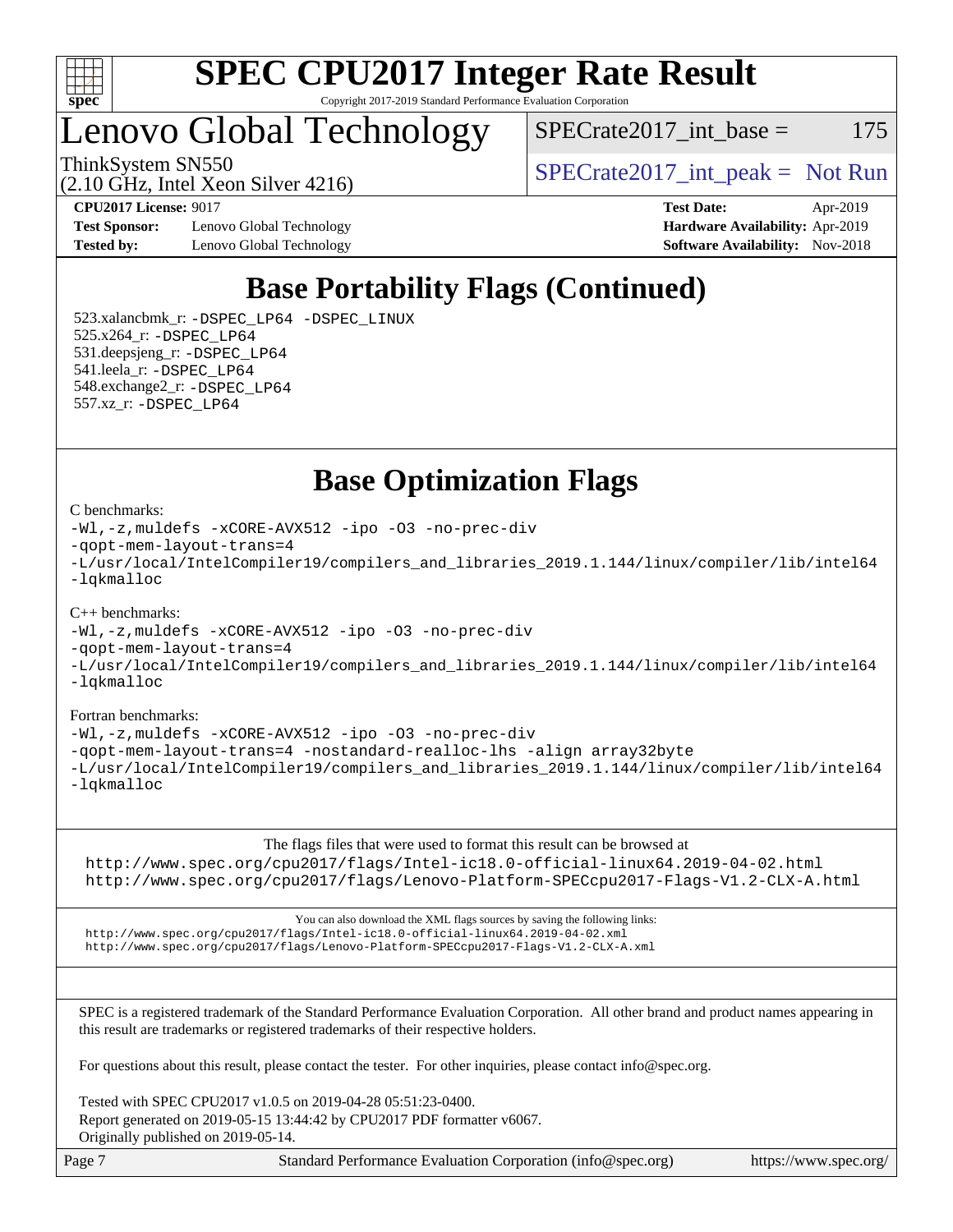# SPEC CPU2017 Integer Rate Result

Copyright 2017-2019 Standard Performance Evaluation Corporation

## Lenovo Global Technology

ThinkSystem SN550
(2.10 GHz, Intel Xeon Silver 4216)

SPECrate2017_int_base = 175

SPECrate2017_int_peak = Not Run

**CPU2017 License:** 9017
**Test Sponsor:** Lenovo Global Technology
**Tested by:** Lenovo Global Technology

**Test Date:** Apr-2019
**Hardware Availability:** Apr-2019
**Software Availability:** Nov-2018

## Base Portability Flags (Continued)

523.xalancbmk_r: -DSPEC_LP64 -DSPEC_LINUX
525.x264_r: -DSPEC_LP64
531.deepsjeng_r: -DSPEC_LP64
541.leela_r: -DSPEC_LP64
548.exchange2_r: -DSPEC_LP64
557.xz_r: -DSPEC_LP64

## Base Optimization Flags

C benchmarks:

```
-Wl,-z,muldefs -xCORE-AVX512 -ipo -O3 -no-prec-div
-qopt-mem-layout-trans=4
-L/usr/local/IntelCompiler19/compilers_and_libraries_2019.1.144/linux/compiler/lib/intel64
-lqkmalloc
```

C++ benchmarks:

```
-Wl,-z,muldefs -xCORE-AVX512 -ipo -O3 -no-prec-div
-qopt-mem-layout-trans=4
-L/usr/local/IntelCompiler19/compilers_and_libraries_2019.1.144/linux/compiler/lib/intel64
-lqkmalloc
```

Fortran benchmarks:

```
-Wl,-z,muldefs -xCORE-AVX512 -ipo -O3 -no-prec-div
-qopt-mem-layout-trans=4 -nostandard-realloc-lhs -align array32byte
-L/usr/local/IntelCompiler19/compilers_and_libraries_2019.1.144/linux/compiler/lib/intel64
-lqkmalloc
```

The flags files that were used to format this result can be browsed at
http://www.spec.org/cpu2017/flags/Intel-ic18.0-official-linux64.2019-04-02.html
http://www.spec.org/cpu2017/flags/Lenovo-Platform-SPECcpu2017-Flags-V1.2-CLX-A.html

You can also download the XML flags sources by saving the following links:
http://www.spec.org/cpu2017/flags/Intel-ic18.0-official-linux64.2019-04-02.xml
http://www.spec.org/cpu2017/flags/Lenovo-Platform-SPECcpu2017-Flags-V1.2-CLX-A.xml

SPEC is a registered trademark of the Standard Performance Evaluation Corporation. All other brand and product names appearing in this result are trademarks or registered trademarks of their respective holders.

For questions about this result, please contact the tester. For other inquiries, please contact info@spec.org.

Tested with SPEC CPU2017 v1.0.5 on 2019-04-28 05:51:23-0400.
Report generated on 2019-05-15 13:44:42 by CPU2017 PDF formatter v6067.
Originally published on 2019-05-14.